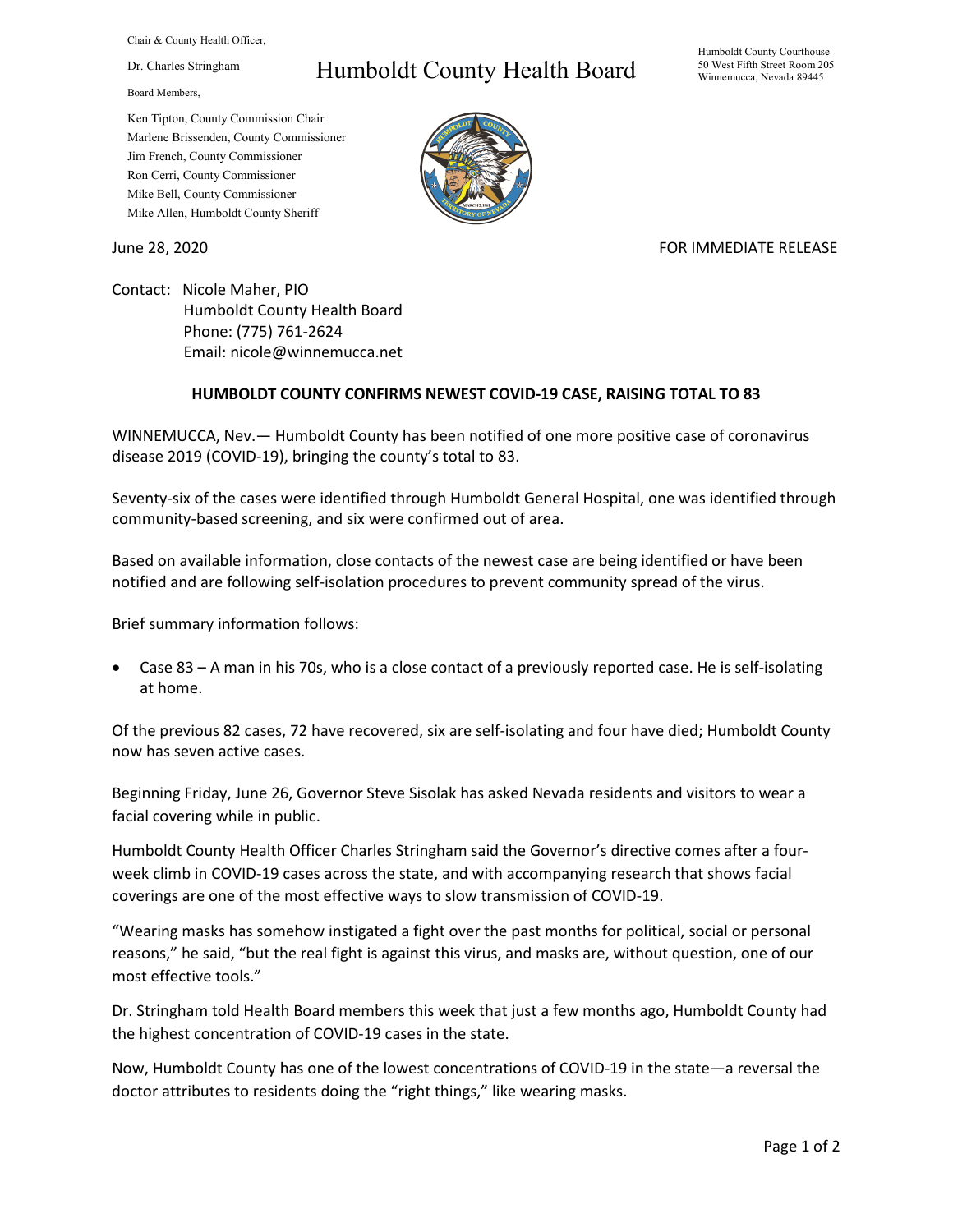Chair & County Health Officer,

Dr. Charles Stringham

Board Members,

Ken Tipton, County Commission Chair
Marlene Brissenden, County Commissioner
Jim French, County Commissioner
Ron Cerri, County Commissioner
Mike Bell, County Commissioner
Mike Allen, Humboldt County Sheriff

# Humboldt County Health Board

Humboldt County Courthouse
50 West Fifth Street Room 205
Winnemucca, Nevada 89445

June 28, 2020

FOR IMMEDIATE RELEASE

Contact: Nicole Maher, PIO
Humboldt County Health Board
Phone: (775) 761-2624
Email: nicole@winnemucca.net

**HUMBOLDT COUNTY CONFIRMS NEWEST COVID-19 CASE, RAISING TOTAL TO 83**

WINNEMUCCA, Nev.— Humboldt County has been notified of one more positive case of coronavirus disease 2019 (COVID-19), bringing the county's total to 83.

Seventy-six of the cases were identified through Humboldt General Hospital, one was identified through community-based screening, and six were confirmed out of area.

Based on available information, close contacts of the newest case are being identified or have been notified and are following self-isolation procedures to prevent community spread of the virus.

Brief summary information follows:

- Case 83 – A man in his 70s, who is a close contact of a previously reported case. He is self-isolating at home.

Of the previous 82 cases, 72 have recovered, six are self-isolating and four have died; Humboldt County now has seven active cases.

Beginning Friday, June 26, Governor Steve Sisolak has asked Nevada residents and visitors to wear a facial covering while in public.

Humboldt County Health Officer Charles Stringham said the Governor's directive comes after a four-week climb in COVID-19 cases across the state, and with accompanying research that shows facial coverings are one of the most effective ways to slow transmission of COVID-19.

"Wearing masks has somehow instigated a fight over the past months for political, social or personal reasons," he said, "but the real fight is against this virus, and masks are, without question, one of our most effective tools."

Dr. Stringham told Health Board members this week that just a few months ago, Humboldt County had the highest concentration of COVID-19 cases in the state.

Now, Humboldt County has one of the lowest concentrations of COVID-19 in the state—a reversal the doctor attributes to residents doing the "right things," like wearing masks.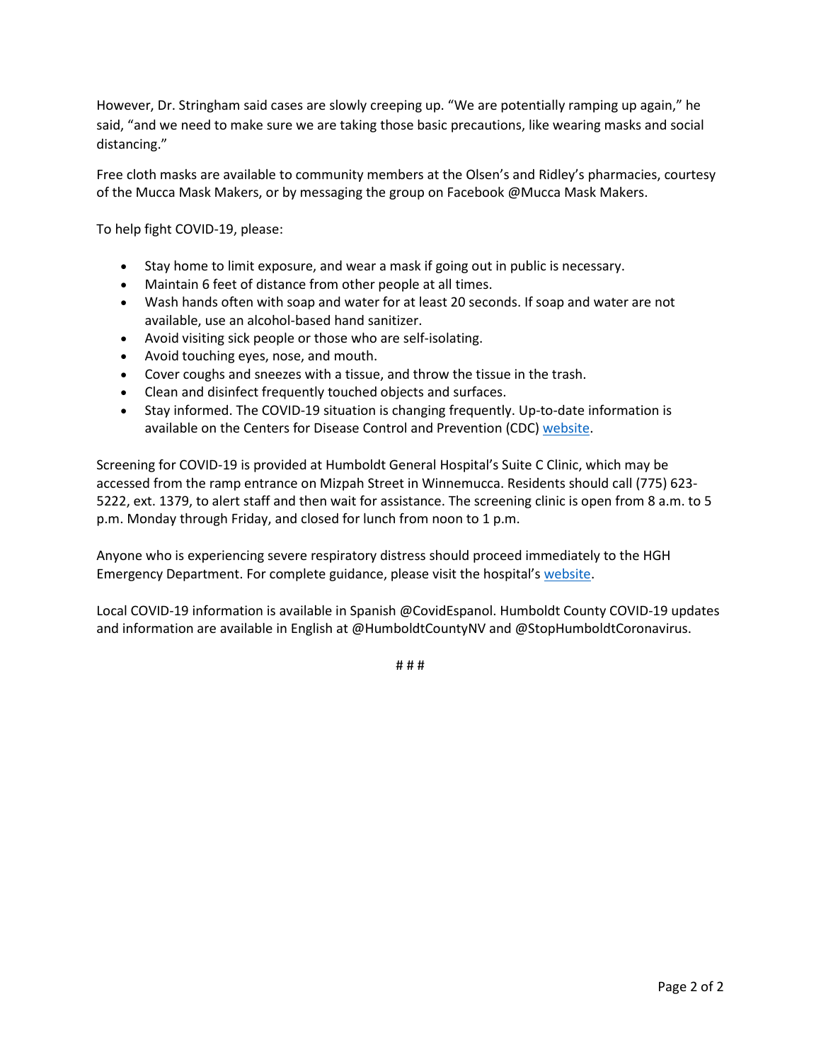However, Dr. Stringham said cases are slowly creeping up. "We are potentially ramping up again," he said, "and we need to make sure we are taking those basic precautions, like wearing masks and social distancing."

Free cloth masks are available to community members at the Olsen's and Ridley's pharmacies, courtesy of the Mucca Mask Makers, or by messaging the group on Facebook @Mucca Mask Makers.

To help fight COVID-19, please:

- Stay home to limit exposure, and wear a mask if going out in public is necessary.
- Maintain 6 feet of distance from other people at all times.
- Wash hands often with soap and water for at least 20 seconds. If soap and water are not available, use an alcohol-based hand sanitizer.
- Avoid visiting sick people or those who are self-isolating.
- Avoid touching eyes, nose, and mouth.
- Cover coughs and sneezes with a tissue, and throw the tissue in the trash.
- Clean and disinfect frequently touched objects and surfaces.
- Stay informed. The COVID-19 situation is changing frequently. Up-to-date information is available on the Centers for Disease Control and Prevention (CDC) website.

Screening for COVID-19 is provided at Humboldt General Hospital's Suite C Clinic, which may be accessed from the ramp entrance on Mizpah Street in Winnemucca. Residents should call (775) 623-5222, ext. 1379, to alert staff and then wait for assistance. The screening clinic is open from 8 a.m. to 5 p.m. Monday through Friday, and closed for lunch from noon to 1 p.m.

Anyone who is experiencing severe respiratory distress should proceed immediately to the HGH Emergency Department. For complete guidance, please visit the hospital's website.

Local COVID-19 information is available in Spanish @CovidEspanol. Humboldt County COVID-19 updates and information are available in English at @HumboldtCountyNV and @StopHumboldtCoronavirus.

# # #